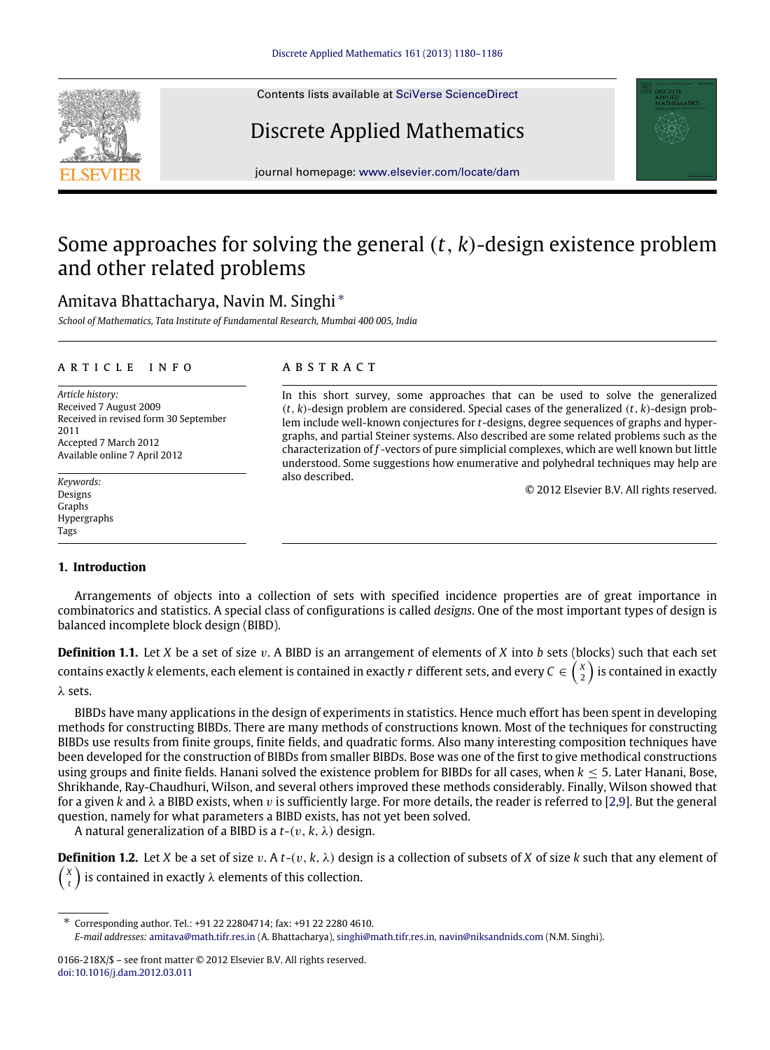# Some approaches for solving the general $(t, k)$-design existence problem and other related problems

Amitava Bhattacharya, Navin M. Singhi *

*School of Mathematics, Tata Institute of Fundamental Research, Mumbai 400 005, India*

**ARTICLE INFO**

*Article history:*
Received 7 August 2009
Received in revised form 30 September 2011
Accepted 7 March 2012
Available online 7 April 2012

*Keywords:*
Designs
Graphs
Hypergraphs
Tags

**ABSTRACT**

In this short survey, some approaches that can be used to solve the generalized $(t, k)$-design problem are considered. Special cases of the generalized $(t, k)$-design problem include well-known conjectures for $t$-designs, degree sequences of graphs and hypergraphs, and partial Steiner systems. Also described are some related problems such as the characterization of $f$-vectors of pure simplicial complexes, which are well known but little understood. Some suggestions how enumerative and polyhedral techniques may help are also described.

© 2012 Elsevier B.V. All rights reserved.

## 1. Introduction

Arrangements of objects into a collection of sets with specified incidence properties are of great importance in combinatorics and statistics. A special class of configurations is called *designs*. One of the most important types of design is balanced incomplete block design (BIBD).

**Definition 1.1.** Let $X$ be a set of size $v$. A BIBD is an arrangement of elements of $X$ into $b$ sets (blocks) such that each set contains exactly $k$ elements, each element is contained in exactly $r$ different sets, and every $C \in \binom{X}{2}$ is contained in exactly $\lambda$ sets.

BIBDs have many applications in the design of experiments in statistics. Hence much effort has been spent in developing methods for constructing BIBDs. There are many methods of constructions known. Most of the techniques for constructing BIBDs use results from finite groups, finite fields, and quadratic forms. Also many interesting composition techniques have been developed for the construction of BIBDs from smaller BIBDs. Bose was one of the first to give methodical constructions using groups and finite fields. Hanani solved the existence problem for BIBDs for all cases, when $k \leq 5$. Later Hanani, Bose, Shrikhande, Ray-Chaudhuri, Wilson, and several others improved these methods considerably. Finally, Wilson showed that for a given $k$ and $\lambda$ a BIBD exists, when $v$ is sufficiently large. For more details, the reader is referred to [2,9]. But the general question, namely for what parameters a BIBD exists, has not yet been solved.

A natural generalization of a BIBD is a $t$-$(v, k, \lambda)$ design.

**Definition 1.2.** Let $X$ be a set of size $v$. A $t$-$(v, k, \lambda)$ design is a collection of subsets of $X$ of size $k$ such that any element of $\binom{X}{t}$ is contained in exactly $\lambda$ elements of this collection.

---

* Corresponding author. Tel.: +91 22 22804714; fax: +91 22 2280 4610.
*E-mail addresses:* amitava@math.tifr.res.in (A. Bhattacharya), singhi@math.tifr.res.in, navin@niksandnids.com (N.M. Singhi).

0166-218X/$ – see front matter © 2012 Elsevier B.V. All rights reserved.
doi:10.1016/j.dam.2012.03.011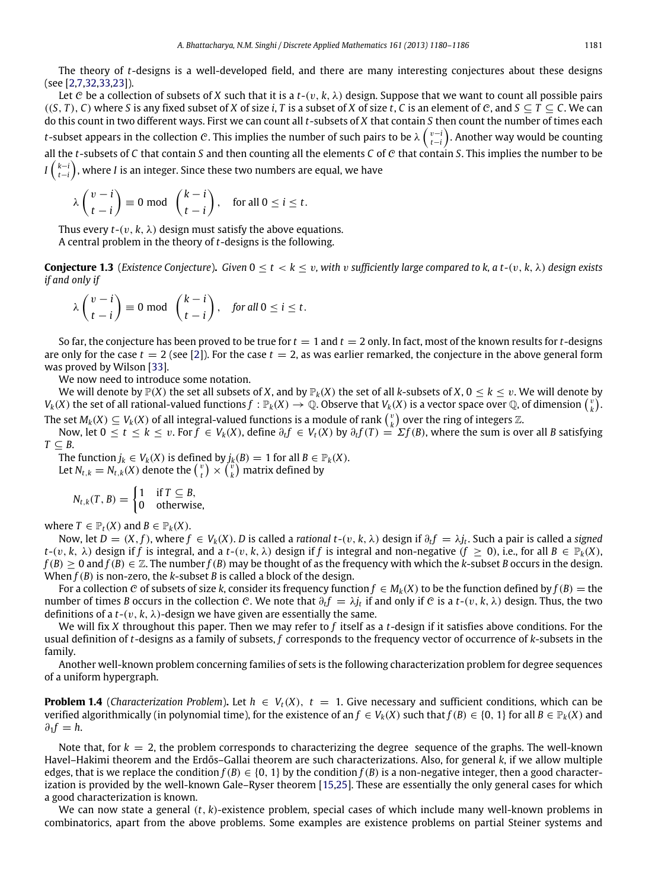The theory of $t$-designs is a well-developed field, and there are many interesting conjectures about these designs (see [2,7,32,33,23]).

Let $\mathcal{C}$ be a collection of subsets of $X$ such that it is a $t$-$(v, k, \lambda)$ design. Suppose that we want to count all possible pairs $((S, T), C)$ where $S$ is any fixed subset of $X$ of size $i$, $T$ is a subset of $X$ of size $t$, $C$ is an element of $\mathcal{C}$, and $S \subseteq T \subseteq C$. We can do this count in two different ways. First we can count all $t$-subsets of $X$ that contain $S$ then count the number of times each $t$-subset appears in the collection $\mathcal{C}$. This implies the number of such pairs to be $\lambda \binom{v-i}{t-i}$. Another way would be counting all the $t$-subsets of $C$ that contain $S$ and then counting all the elements $C$ of $\mathcal{C}$ that contain $S$. This implies the number to be $I \binom{k-i}{t-i}$, where $I$ is an integer. Since these two numbers are equal, we have

$$\lambda \binom{v-i}{t-i} \equiv 0 \bmod \binom{k-i}{t-i}, \quad \text{for all } 0 \le i \le t.$$

Thus every $t$-$(v, k, \lambda)$ design must satisfy the above equations.

A central problem in the theory of $t$-designs is the following.

**Conjecture 1.3** (*Existence Conjecture*). *Given $0 \le t < k \le v$, with $v$ sufficiently large compared to $k$, a $t$-$(v, k, \lambda)$ design exists if and only if*

$$\lambda \binom{v-i}{t-i} \equiv 0 \bmod \binom{k-i}{t-i}, \quad \textit{for all } 0 \le i \le t.$$

So far, the conjecture has been proved to be true for $t = 1$ and $t = 2$ only. In fact, most of the known results for $t$-designs are only for the case $t = 2$ (see [2]). For the case $t = 2$, as was earlier remarked, the conjecture in the above general form was proved by Wilson [33].

We now need to introduce some notation.

We will denote by $\mathbb{P}(X)$ the set all subsets of $X$, and by $\mathbb{P}_k(X)$ the set of all $k$-subsets of $X$, $0 \le k \le v$. We will denote by $V_k(X)$ the set of all rational-valued functions $f : \mathbb{P}_k(X) \to \mathbb{Q}$. Observe that $V_k(X)$ is a vector space over $\mathbb{Q}$, of dimension $\binom{v}{k}$. The set $M_k(X) \subseteq V_k(X)$ of all integral-valued functions is a module of rank $\binom{v}{k}$ over the ring of integers $\mathbb{Z}$.

Now, let $0 \le t \le k \le v$. For $f \in V_k(X)$, define $\partial_t f \in V_t(X)$ by $\partial_t f(T) = \Sigma f(B)$, where the sum is over all $B$ satisfying $T \subseteq B$.

The function $j_k \in V_k(X)$ is defined by $j_k(B) = 1$ for all $B \in \mathbb{P}_k(X)$.

Let $N_{t,k} = N_{t,k}(X)$ denote the $\binom{v}{t} \times \binom{v}{k}$ matrix defined by

$$N_{t,k}(T, B) = \begin{cases} 1 & \text{if } T \subseteq B, \\ 0 & \text{otherwise,} \end{cases}$$

where $T \in \mathbb{P}_t(X)$ and $B \in \mathbb{P}_k(X)$.

Now, let $D = (X, f)$, where $f \in V_k(X)$. $D$ is called a *rational* $t$-$(v, k, \lambda)$ design if $\partial_t f = \lambda j_t$. Such a pair is called a *signed* $t$-$(v, k, \lambda)$ design if $f$ is integral, and a $t$-$(v, k, \lambda)$ design if $f$ is integral and non-negative ($f \ge 0$), i.e., for all $B \in \mathbb{P}_k(X)$, $f(B) \ge 0$ and $f(B) \in \mathbb{Z}$. The number $f(B)$ may be thought of as the frequency with which the $k$-subset $B$ occurs in the design. When $f(B)$ is non-zero, the $k$-subset $B$ is called a block of the design.

For a collection $\mathcal{C}$ of subsets of size $k$, consider its frequency function $f \in M_k(X)$ to be the function defined by $f(B) =$ the number of times $B$ occurs in the collection $\mathcal{C}$. We note that $\partial_t f = \lambda j_t$ if and only if $\mathcal{C}$ is a $t$-$(v, k, \lambda)$ design. Thus, the two definitions of a $t$-$(v, k, \lambda)$-design we have given are essentially the same.

We will fix $X$ throughout this paper. Then we may refer to $f$ itself as a $t$-design if it satisfies above conditions. For the usual definition of $t$-designs as a family of subsets, $f$ corresponds to the frequency vector of occurrence of $k$-subsets in the family.

Another well-known problem concerning families of sets is the following characterization problem for degree sequences of a uniform hypergraph.

**Problem 1.4** (*Characterization Problem*). Let $h \in V_t(X)$, $t = 1$. Give necessary and sufficient conditions, which can be verified algorithmically (in polynomial time), for the existence of an $f \in V_k(X)$ such that $f(B) \in \{0, 1\}$ for all $B \in \mathbb{P}_k(X)$ and $\partial_1 f = h$.

Note that, for $k = 2$, the problem corresponds to characterizing the degree sequence of the graphs. The well-known Havel–Hakimi theorem and the Erdős–Gallai theorem are such characterizations. Also, for general $k$, if we allow multiple edges, that is we replace the condition $f(B) \in \{0, 1\}$ by the condition $f(B)$ is a non-negative integer, then a good characterization is provided by the well-known Gale–Ryser theorem [15,25]. These are essentially the only general cases for which a good characterization is known.

We can now state a general $(t, k)$-existence problem, special cases of which include many well-known problems in combinatorics, apart from the above problems. Some examples are existence problems on partial Steiner systems and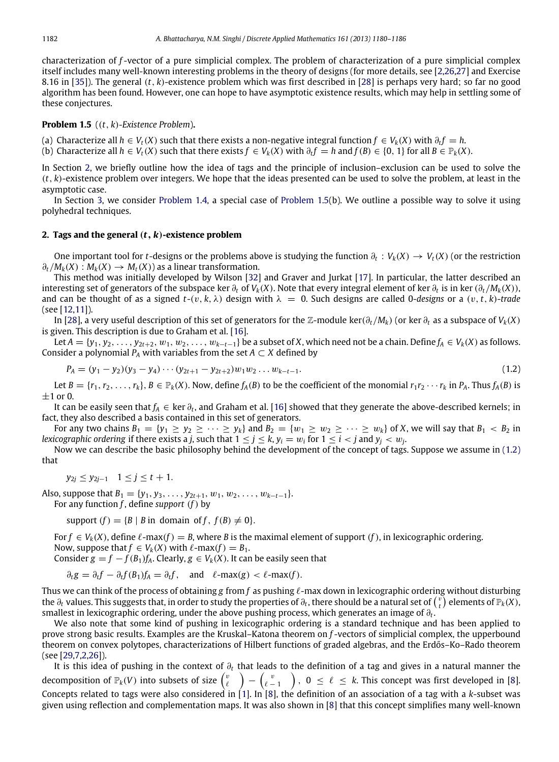characterization of $f$-vector of a pure simplicial complex. The problem of characterization of a pure simplicial complex itself includes many well-known interesting problems in the theory of designs (for more details, see [2,26,27] and Exercise 8.16 in [35]). The general $(t, k)$-existence problem which was first described in [28] is perhaps very hard; so far no good algorithm has been found. However, one can hope to have asymptotic existence results, which may help in settling some of these conjectures.

**Problem 1.5** (*$(t, k)$-Existence Problem*)**.**

(a) Characterize all $h \in V_t(X)$ such that there exists a non-negative integral function $f \in V_k(X)$ with $\partial_t f = h$.
(b) Characterize all $h \in V_t(X)$ such that there exists $f \in V_k(X)$ with $\partial_t f = h$ and $f(B) \in \{0, 1\}$ for all $B \in \mathbb{P}_k(X)$.

In Section 2, we briefly outline how the idea of tags and the principle of inclusion–exclusion can be used to solve the $(t, k)$-existence problem over integers. We hope that the ideas presented can be used to solve the problem, at least in the asymptotic case.

In Section 3, we consider Problem 1.4, a special case of Problem 1.5(b). We outline a possible way to solve it using polyhedral techniques.

## 2. Tags and the general $(t, k)$-existence problem

One important tool for $t$-designs or the problems above is studying the function $\partial_t : V_k(X) \to V_t(X)$ (or the restriction $\partial_t/M_k(X) : M_k(X) \to M_t(X)$) as a linear transformation.

This method was initially developed by Wilson [32] and Graver and Jurkat [17]. In particular, the latter described an interesting set of generators of the subspace $\ker \partial_t$ of $V_k(X)$. Note that every integral element of $\ker \partial_t$ is in $\ker(\partial_t/M_k(X))$, and can be thought of as a signed $t$-$(v, k, \lambda)$ design with $\lambda = 0$. Such designs are called 0-*designs* or a $(v, t, k)$-*trade* (see [12,11]).

In [28], a very useful description of this set of generators for the $\mathbb{Z}$-module $\ker(\partial_t/M_k)$ (or $\ker \partial_t$ as a subspace of $V_k(X)$ is given. This description is due to Graham et al. [16].

Let $A = \{y_1, y_2, \ldots, y_{2t+2}, w_1, w_2, \ldots, w_{k-t-1}\}$ be a subset of $X$, which need not be a chain. Define $f_A \in V_k(X)$ as follows. Consider a polynomial $P_A$ with variables from the set $A \subset X$ defined by

$$P_A = (y_1 - y_2)(y_3 - y_4) \cdots (y_{2t+1} - y_{2t+2}) w_1 w_2 \ldots w_{k-t-1}. \tag{1.2}$$

Let $B = \{r_1, r_2, \ldots, r_k\}$, $B \in \mathbb{P}_k(X)$. Now, define $f_A(B)$ to be the coefficient of the monomial $r_1 r_2 \cdots r_k$ in $P_A$. Thus $f_A(B)$ is $\pm 1$ or 0.

It can be easily seen that $f_A \in \ker \partial_t$, and Graham et al. [16] showed that they generate the above-described kernels; in fact, they also described a basis contained in this set of generators.

For any two chains $B_1 = \{y_1 \geq y_2 \geq \cdots \geq y_k\}$ and $B_2 = \{w_1 \geq w_2 \geq \cdots \geq w_k\}$ of $X$, we will say that $B_1 < B_2$ in *lexicographic ordering* if there exists a $j$, such that $1 \leq j \leq k$, $y_i = w_i$ for $1 \leq i < j$ and $y_j < w_j$.

Now we can describe the basic philosophy behind the development of the concept of tags. Suppose we assume in (1.2) that

$$y_{2j} \leq y_{2j-1} \quad 1 \leq j \leq t + 1.$$

Also, suppose that $B_1 = \{y_1, y_3, \ldots, y_{2t+1}, w_1, w_2, \ldots, w_{k-t-1}\}$.

For any function $f$, define *support* $(f)$ by

$$\text{support } (f) = \{B \mid B \text{ in domain of } f,\ f(B) \neq 0\}.$$

For $f \in V_k(X)$, define $\ell$-max$(f) = B$, where $B$ is the maximal element of support $(f)$, in lexicographic ordering.

Now, suppose that $f \in V_k(X)$ with $\ell$-max$(f) = B_1$.

Consider $g = f - f(B_1) f_A$. Clearly, $g \in V_k(X)$. It can be easily seen that

$$\partial_t g = \partial_t f - \partial_t f(B_1) f_A = \partial_t f, \quad \text{and} \quad \ell\text{-max}(g) < \ell\text{-max}(f).$$

Thus we can think of the process of obtaining $g$ from $f$ as pushing $\ell$-max down in lexicographic ordering without disturbing the $\partial_t$ values. This suggests that, in order to study the properties of $\partial_t$, there should be a natural set of $\binom{v}{t}$ elements of $\mathbb{P}_k(X)$, smallest in lexicographic ordering, under the above pushing process, which generates an image of $\partial_t$.

We also note that some kind of pushing in lexicographic ordering is a standard technique and has been applied to prove strong basic results. Examples are the Kruskal–Katona theorem on $f$-vectors of simplicial complex, the upperbound theorem on convex polytopes, characterizations of Hilbert functions of graded algebras, and the Erdős–Ko–Rado theorem (see [29,7,2,26]).

It is this idea of pushing in the context of $\partial_t$ that leads to the definition of a tag and gives in a natural manner the decomposition of $\mathbb{P}_k(V)$ into subsets of size $\binom{v}{\ell} - \binom{v}{\ell - 1}$, $0 \leq \ell \leq k$. This concept was first developed in [8]. Concepts related to tags were also considered in [1]. In [8], the definition of an association of a tag with a $k$-subset was given using reflection and complementation maps. It was also shown in [8] that this concept simplifies many well-known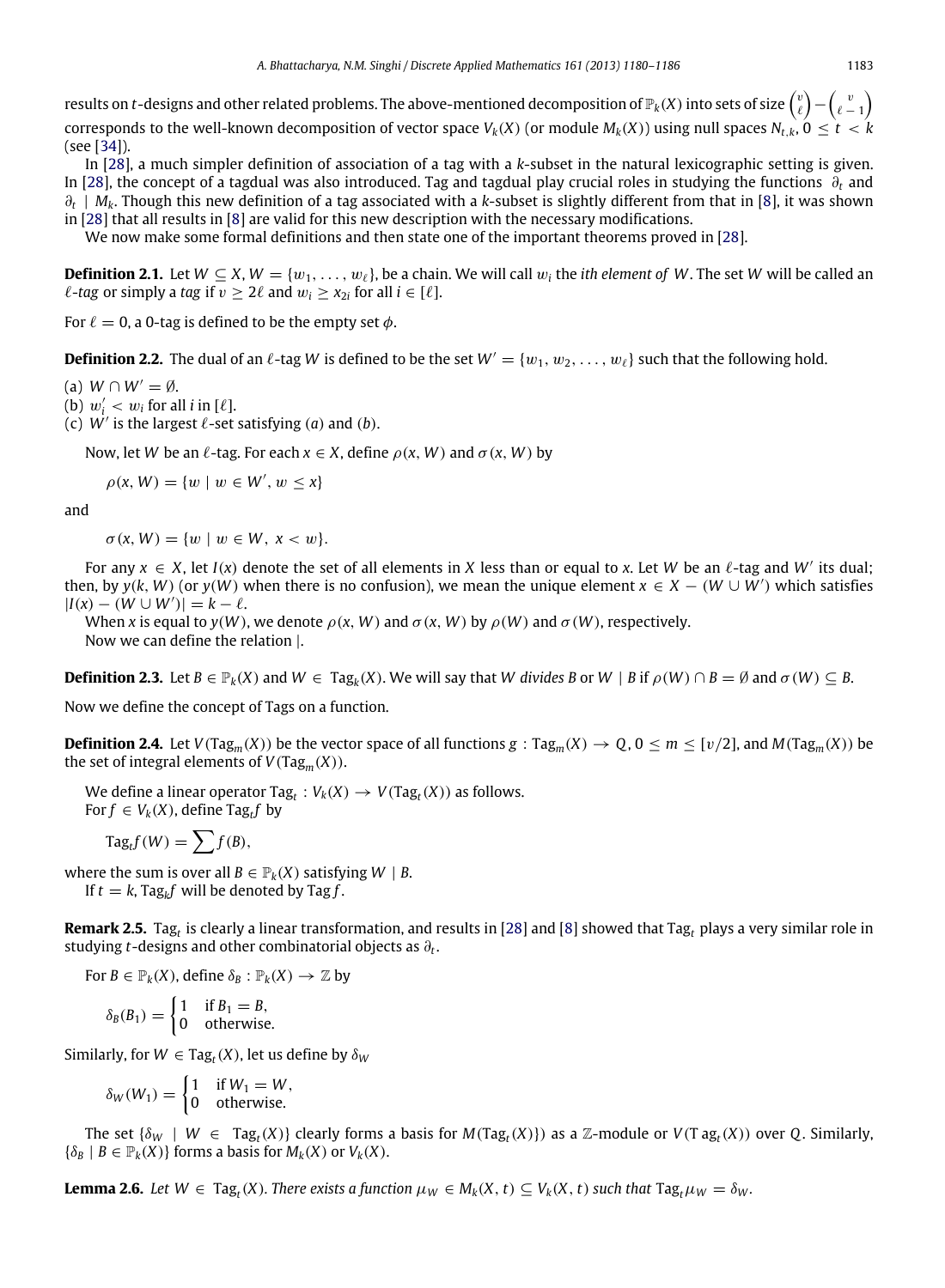results on $t$-designs and other related problems. The above-mentioned decomposition of $\mathbb{P}_k(X)$ into sets of size $\binom{v}{\ell} - \binom{v}{\ell-1}$ corresponds to the well-known decomposition of vector space $V_k(X)$ (or module $M_k(X)$) using null spaces $N_{t,k}$, $0 \le t < k$ (see [34]).

In [28], a much simpler definition of association of a tag with a $k$-subset in the natural lexicographic setting is given. In [28], the concept of a tagdual was also introduced. Tag and tagdual play crucial roles in studying the functions $\partial_t$ and $\partial_t \mid M_k$. Though this new definition of a tag associated with a $k$-subset is slightly different from that in [8], it was shown in [28] that all results in [8] are valid for this new description with the necessary modifications.

We now make some formal definitions and then state one of the important theorems proved in [28].

**Definition 2.1.** Let $W \subseteq X$, $W = \{w_1, \ldots, w_\ell\}$, be a chain. We will call $w_i$ the *ith element of* $W$. The set $W$ will be called an *$\ell$-tag* or simply a *tag* if $v \ge 2\ell$ and $w_i \ge x_{2i}$ for all $i \in [\ell]$.

For $\ell = 0$, a 0-tag is defined to be the empty set $\phi$.

**Definition 2.2.** The dual of an $\ell$-tag $W$ is defined to be the set $W' = \{w_1, w_2, \ldots, w_\ell\}$ such that the following hold.

(a) $W \cap W' = \emptyset$.
(b) $w_i' < w_i$ for all $i$ in $[\ell]$.
(c) $W'$ is the largest $\ell$-set satisfying (a) and (b).

Now, let $W$ be an $\ell$-tag. For each $x \in X$, define $\rho(x, W)$ and $\sigma(x, W)$ by

$$\rho(x, W) = \{w \mid w \in W',\ w \le x\}$$

and

$$\sigma(x, W) = \{w \mid w \in W,\ x < w\}.$$

For any $x \in X$, let $I(x)$ denote the set of all elements in $X$ less than or equal to $x$. Let $W$ be an $\ell$-tag and $W'$ its dual; then, by $y(k, W)$ (or $y(W)$ when there is no confusion), we mean the unique element $x \in X - (W \cup W')$ which satisfies $|I(x) - (W \cup W')| = k - \ell$.

When $x$ is equal to $y(W)$, we denote $\rho(x, W)$ and $\sigma(x, W)$ by $\rho(W)$ and $\sigma(W)$, respectively.

Now we can define the relation $|$.

**Definition 2.3.** Let $B \in \mathbb{P}_k(X)$ and $W \in \text{Tag}_k(X)$. We will say that $W$ *divides* $B$ or $W \mid B$ if $\rho(W) \cap B = \emptyset$ and $\sigma(W) \subseteq B$.

Now we define the concept of Tags on a function.

**Definition 2.4.** Let $V(\text{Tag}_m(X))$ be the vector space of all functions $g : \text{Tag}_m(X) \to Q$, $0 \le m \le [v/2]$, and $M(\text{Tag}_m(X))$ be the set of integral elements of $V(\text{Tag}_m(X))$.

We define a linear operator $\text{Tag}_t : V_k(X) \to V(\text{Tag}_t(X))$ as follows.
For $f \in V_k(X)$, define $\text{Tag}_t f$ by

$$\text{Tag}_t f(W) = \sum f(B),$$

where the sum is over all $B \in \mathbb{P}_k(X)$ satisfying $W \mid B$.

If $t = k$, $\text{Tag}_k f$ will be denoted by $\text{Tag}\, f$.

**Remark 2.5.** $\text{Tag}_t$ is clearly a linear transformation, and results in [28] and [8] showed that $\text{Tag}_t$ plays a very similar role in studying $t$-designs and other combinatorial objects as $\partial_t$.

For $B \in \mathbb{P}_k(X)$, define $\delta_B : \mathbb{P}_k(X) \to \mathbb{Z}$ by

$$\delta_B(B_1) = \begin{cases} 1 & \text{if } B_1 = B, \\ 0 & \text{otherwise.} \end{cases}$$

Similarly, for $W \in \text{Tag}_t(X)$, let us define by $\delta_W$

$$\delta_W(W_1) = \begin{cases} 1 & \text{if } W_1 = W, \\ 0 & \text{otherwise.} \end{cases}$$

The set $\{\delta_W \mid W \in \text{Tag}_t(X)\}$ clearly forms a basis for $M(\text{Tag}_t(X)\})$ as a $\mathbb{Z}$-module or $V(\text{T ag}_t(X))$ over $Q$. Similarly, $\{\delta_B \mid B \in \mathbb{P}_k(X)\}$ forms a basis for $M_k(X)$ or $V_k(X)$.

**Lemma 2.6.** *Let $W \in \text{Tag}_t(X)$. There exists a function $\mu_W \in M_k(X, t) \subseteq V_k(X, t)$ such that $\text{Tag}_t \mu_W = \delta_W$.*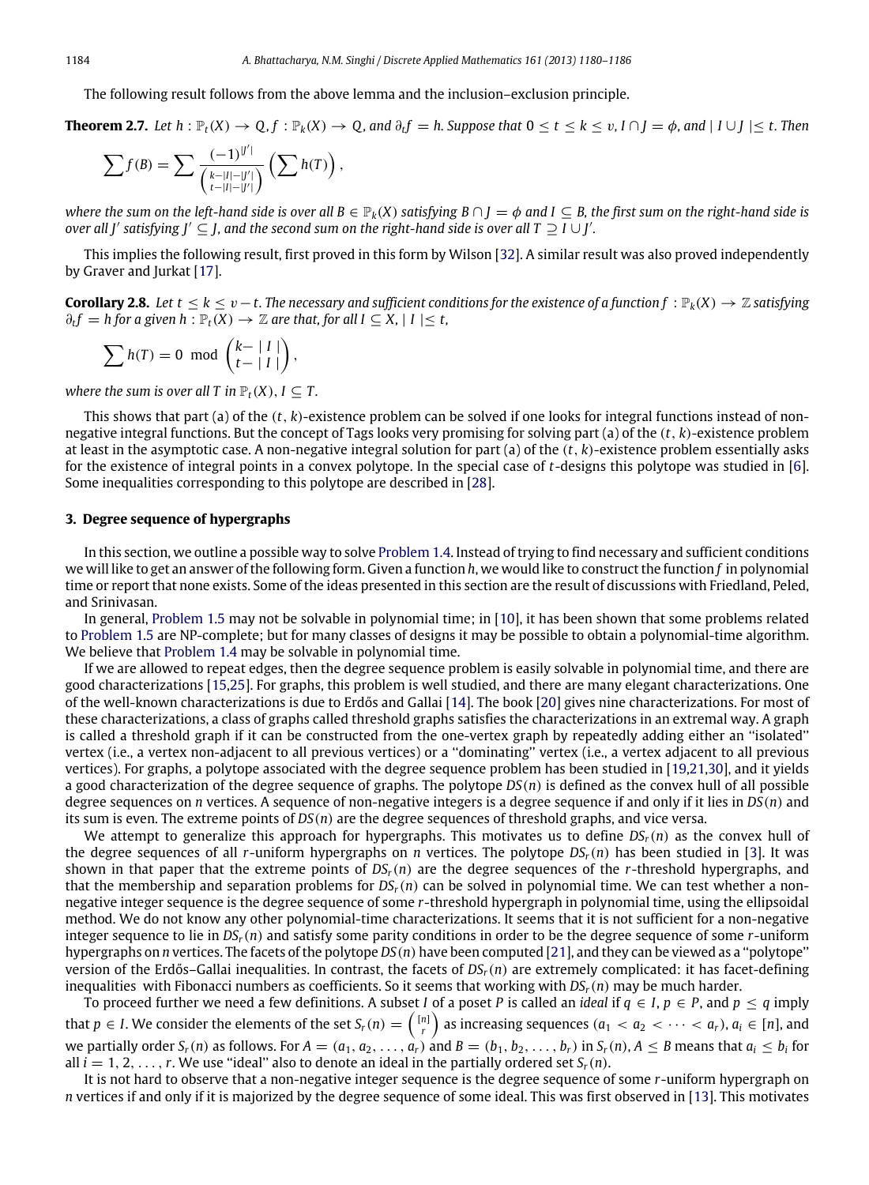The following result follows from the above lemma and the inclusion–exclusion principle.

**Theorem 2.7.** *Let $h : \mathbb{P}_t(X) \to Q$, $f : \mathbb{P}_k(X) \to Q$, and $\partial_t f = h$. Suppose that $0 \le t \le k \le v$, $I \cap J = \phi$, and $| I \cup J | \le t$. Then*

$$\sum f(B) = \sum \frac{(-1)^{|J'|}}{\binom{k-|I|-|J'|}{t-|I|-|J'|}} \left( \sum h(T) \right),$$

*where the sum on the left-hand side is over all $B \in \mathbb{P}_k(X)$ satisfying $B \cap J = \phi$ and $I \subseteq B$, the first sum on the right-hand side is over all $J'$ satisfying $J' \subseteq J$, and the second sum on the right-hand side is over all $T \supseteq I \cup J'$.*

This implies the following result, first proved in this form by Wilson [32]. A similar result was also proved independently by Graver and Jurkat [17].

**Corollary 2.8.** *Let $t \le k \le v - t$. The necessary and sufficient conditions for the existence of a function $f : \mathbb{P}_k(X) \to \mathbb{Z}$ satisfying $\partial_t f = h$ for a given $h : \mathbb{P}_t(X) \to \mathbb{Z}$ are that, for all $I \subseteq X$, $| I | \le t$,*

$$\sum h(T) = 0 \mod \binom{k - | I |}{t - | I |},$$

*where the sum is over all $T$ in $\mathbb{P}_t(X)$, $I \subseteq T$.*

This shows that part (a) of the $(t, k)$-existence problem can be solved if one looks for integral functions instead of non-negative integral functions. But the concept of Tags looks very promising for solving part (a) of the $(t, k)$-existence problem at least in the asymptotic case. A non-negative integral solution for part (a) of the $(t, k)$-existence problem essentially asks for the existence of integral points in a convex polytope. In the special case of $t$-designs this polytope was studied in [6]. Some inequalities corresponding to this polytope are described in [28].

## 3. Degree sequence of hypergraphs

In this section, we outline a possible way to solve Problem 1.4. Instead of trying to find necessary and sufficient conditions we will like to get an answer of the following form. Given a function $h$, we would like to construct the function $f$ in polynomial time or report that none exists. Some of the ideas presented in this section are the result of discussions with Friedland, Peled, and Srinivasan.

In general, Problem 1.5 may not be solvable in polynomial time; in [10], it has been shown that some problems related to Problem 1.5 are NP-complete; but for many classes of designs it may be possible to obtain a polynomial-time algorithm. We believe that Problem 1.4 may be solvable in polynomial time.

If we are allowed to repeat edges, then the degree sequence problem is easily solvable in polynomial time, and there are good characterizations [15,25]. For graphs, this problem is well studied, and there are many elegant characterizations. One of the well-known characterizations is due to Erdős and Gallai [14]. The book [20] gives nine characterizations. For most of these characterizations, a class of graphs called threshold graphs satisfies the characterizations in an extremal way. A graph is called a threshold graph if it can be constructed from the one-vertex graph by repeatedly adding either an "isolated" vertex (i.e., a vertex non-adjacent to all previous vertices) or a "dominating" vertex (i.e., a vertex adjacent to all previous vertices). For graphs, a polytope associated with the degree sequence problem has been studied in [19,21,30], and it yields a good characterization of the degree sequence of graphs. The polytope $DS(n)$ is defined as the convex hull of all possible degree sequences on $n$ vertices. A sequence of non-negative integers is a degree sequence if and only if it lies in $DS(n)$ and its sum is even. The extreme points of $DS(n)$ are the degree sequences of threshold graphs, and vice versa.

We attempt to generalize this approach for hypergraphs. This motivates us to define $DS_r(n)$ as the convex hull of the degree sequences of all $r$-uniform hypergraphs on $n$ vertices. The polytope $DS_r(n)$ has been studied in [3]. It was shown in that paper that the extreme points of $DS_r(n)$ are the degree sequences of the $r$-threshold hypergraphs, and that the membership and separation problems for $DS_r(n)$ can be solved in polynomial time. We can test whether a non-negative integer sequence is the degree sequence of some $r$-threshold hypergraph in polynomial time, using the ellipsoidal method. We do not know any other polynomial-time characterizations. It seems that it is not sufficient for a non-negative integer sequence to lie in $DS_r(n)$ and satisfy some parity conditions in order to be the degree sequence of some $r$-uniform hypergraphs on $n$ vertices. The facets of the polytope $DS(n)$ have been computed [21], and they can be viewed as a "polytope" version of the Erdős–Gallai inequalities. In contrast, the facets of $DS_r(n)$ are extremely complicated: it has facet-defining inequalities with Fibonacci numbers as coefficients. So it seems that working with $DS_r(n)$ may be much harder.

To proceed further we need a few definitions. A subset $I$ of a poset $P$ is called an *ideal* if $q \in I$, $p \in P$, and $p \le q$ imply that $p \in I$. We consider the elements of the set $S_r(n) = \binom{[n]}{r}$ as increasing sequences $(a_1 < a_2 < \cdots < a_r)$, $a_i \in [n]$, and we partially order $S_r(n)$ as follows. For $A = (a_1, a_2, \ldots, a_r)$ and $B = (b_1, b_2, \ldots, b_r)$ in $S_r(n)$, $A \le B$ means that $a_i \le b_i$ for all $i = 1, 2, \ldots, r$. We use "ideal" also to denote an ideal in the partially ordered set $S_r(n)$.

It is not hard to observe that a non-negative integer sequence is the degree sequence of some $r$-uniform hypergraph on $n$ vertices if and only if it is majorized by the degree sequence of some ideal. This was first observed in [13]. This motivates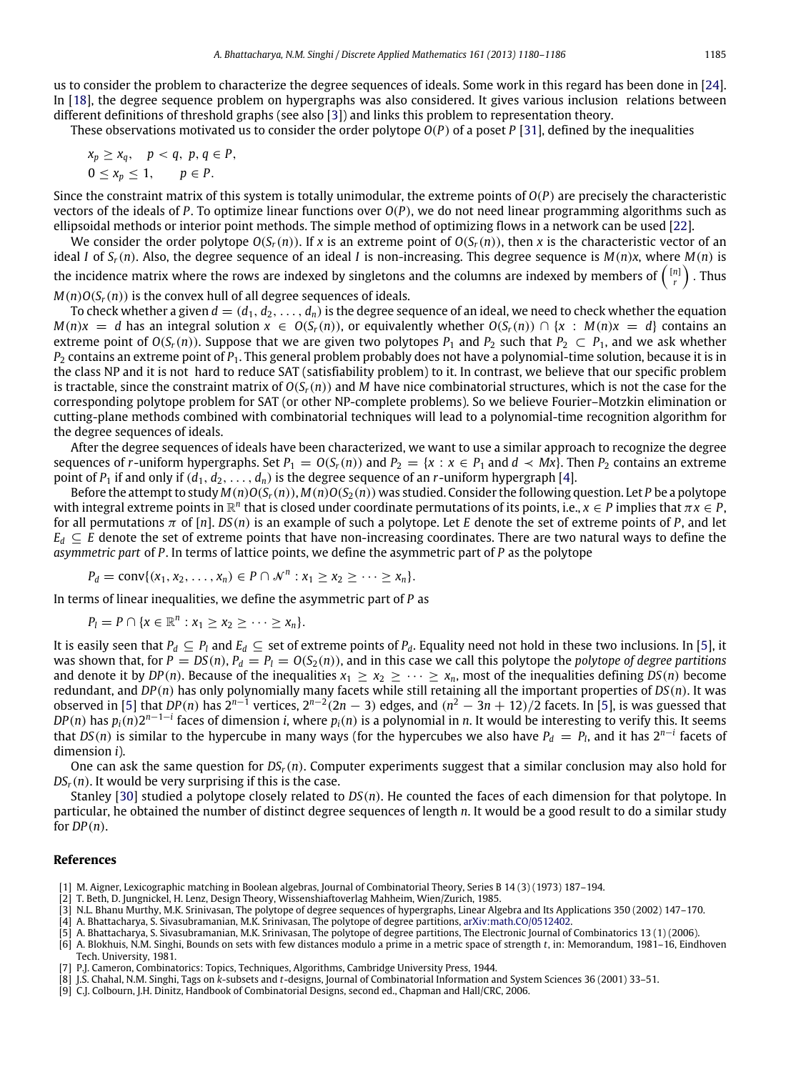us to consider the problem to characterize the degree sequences of ideals. Some work in this regard has been done in [24]. In [18], the degree sequence problem on hypergraphs was also considered. It gives various inclusion relations between different definitions of threshold graphs (see also [3]) and links this problem to representation theory.

These observations motivated us to consider the order polytope $O(P)$ of a poset $P$ [31], defined by the inequalities

$$x_p \geq x_q, \quad p < q,\ p, q \in P,$$
$$0 \leq x_p \leq 1, \qquad p \in P.$$

Since the constraint matrix of this system is totally unimodular, the extreme points of $O(P)$ are precisely the characteristic vectors of the ideals of $P$. To optimize linear functions over $O(P)$, we do not need linear programming algorithms such as ellipsoidal methods or interior point methods. The simple method of optimizing flows in a network can be used [22].

We consider the order polytope $O(S_r(n))$. If $x$ is an extreme point of $O(S_r(n))$, then $x$ is the characteristic vector of an ideal $I$ of $S_r(n)$. Also, the degree sequence of an ideal $I$ is non-increasing. This degree sequence is $M(n)x$, where $M(n)$ is the incidence matrix where the rows are indexed by singletons and the columns are indexed by members of $\binom{[n]}{r}$. Thus $M(n)O(S_r(n))$ is the convex hull of all degree sequences of ideals.

To check whether a given $d = (d_1, d_2, \ldots, d_n)$ is the degree sequence of an ideal, we need to check whether the equation $M(n)x = d$ has an integral solution $x \in O(S_r(n))$, or equivalently whether $O(S_r(n)) \cap \{x : M(n)x = d\}$ contains an extreme point of $O(S_r(n))$. Suppose that we are given two polytopes $P_1$ and $P_2$ such that $P_2 \subset P_1$, and we ask whether $P_2$ contains an extreme point of $P_1$. This general problem probably does not have a polynomial-time solution, because it is in the class NP and it is not hard to reduce SAT (satisfiability problem) to it. In contrast, we believe that our specific problem is tractable, since the constraint matrix of $O(S_r(n))$ and $M$ have nice combinatorial structures, which is not the case for the corresponding polytope problem for SAT (or other NP-complete problems). So we believe Fourier–Motzkin elimination or cutting-plane methods combined with combinatorial techniques will lead to a polynomial-time recognition algorithm for the degree sequences of ideals.

After the degree sequences of ideals have been characterized, we want to use a similar approach to recognize the degree sequences of $r$-uniform hypergraphs. Set $P_1 = O(S_r(n))$ and $P_2 = \{x : x \in P_1 \text{ and } d \prec Mx\}$. Then $P_2$ contains an extreme point of $P_1$ if and only if $(d_1, d_2, \ldots, d_n)$ is the degree sequence of an $r$-uniform hypergraph [4].

Before the attempt to study $M(n)O(S_r(n))$, $M(n)O(S_2(n))$ was studied. Consider the following question. Let $P$ be a polytope with integral extreme points in $\mathbb{R}^n$ that is closed under coordinate permutations of its points, i.e., $x \in P$ implies that $\pi x \in P$, for all permutations $\pi$ of $[n]$. $DS(n)$ is an example of such a polytope. Let $E$ denote the set of extreme points of $P$, and let $E_d \subseteq E$ denote the set of extreme points that have non-increasing coordinates. There are two natural ways to define the *asymmetric part* of $P$. In terms of lattice points, we define the asymmetric part of $P$ as the polytope

$$P_d = \operatorname{conv}\{(x_1, x_2, \ldots, x_n) \in P \cap \mathcal{N}^n : x_1 \geq x_2 \geq \cdots \geq x_n\}.$$

In terms of linear inequalities, we define the asymmetric part of $P$ as

$$P_l = P \cap \{x \in \mathbb{R}^n : x_1 \geq x_2 \geq \cdots \geq x_n\}.$$

It is easily seen that $P_d \subseteq P_l$ and $E_d \subseteq$ set of extreme points of $P_d$. Equality need not hold in these two inclusions. In [5], it was shown that, for $P = DS(n)$, $P_d = P_l = O(S_2(n))$, and in this case we call this polytope the *polytope of degree partitions* and denote it by $DP(n)$. Because of the inequalities $x_1 \geq x_2 \geq \cdots \geq x_n$, most of the inequalities defining $DS(n)$ become redundant, and $DP(n)$ has only polynomially many facets while still retaining all the important properties of $DS(n)$. It was observed in [5] that $DP(n)$ has $2^{n-1}$ vertices, $2^{n-2}(2n-3)$ edges, and $(n^2 - 3n + 12)/2$ facets. In [5], is was guessed that $DP(n)$ has $p_i(n)2^{n-1-i}$ faces of dimension $i$, where $p_i(n)$ is a polynomial in $n$. It would be interesting to verify this. It seems that $DS(n)$ is similar to the hypercube in many ways (for the hypercubes we also have $P_d = P_l$, and it has $2^{n-i}$ facets of dimension $i$).

One can ask the same question for $DS_r(n)$. Computer experiments suggest that a similar conclusion may also hold for $DS_r(n)$. It would be very surprising if this is the case.

Stanley [30] studied a polytope closely related to $DS(n)$. He counted the faces of each dimension for that polytope. In particular, he obtained the number of distinct degree sequences of length $n$. It would be a good result to do a similar study for $DP(n)$.

## References

[1] M. Aigner, Lexicographic matching in Boolean algebras, Journal of Combinatorial Theory, Series B 14 (3) (1973) 187–194.

[2] T. Beth, D. Jungnickel, H. Lenz, Design Theory, Wissenshiaftoverlag Mahheim, Wien/Zurich, 1985.

[3] N.L. Bhanu Murthy, M.K. Srinivasan, The polytope of degree sequences of hypergraphs, Linear Algebra and Its Applications 350 (2002) 147–170.

[4] A. Bhattacharya, S. Sivasubramanian, M.K. Srinivasan, The polytope of degree partitions, arXiv:math.CO/0512402.

[5] A. Bhattacharya, S. Sivasubramanian, M.K. Srinivasan, The polytope of degree partitions, The Electronic Journal of Combinatorics 13 (1) (2006).

[6] A. Blokhuis, N.M. Singhi, Bounds on sets with few distances modulo a prime in a metric space of strength $t$, in: Memorandum, 1981–16, Eindhoven Tech. University, 1981.

[7] P.J. Cameron, Combinatorics: Topics, Techniques, Algorithms, Cambridge University Press, 1944.

[8] J.S. Chahal, N.M. Singhi, Tags on $k$-subsets and $t$-designs, Journal of Combinatorial Information and System Sciences 36 (2001) 33–51.

[9] C.J. Colbourn, J.H. Dinitz, Handbook of Combinatorial Designs, second ed., Chapman and Hall/CRC, 2006.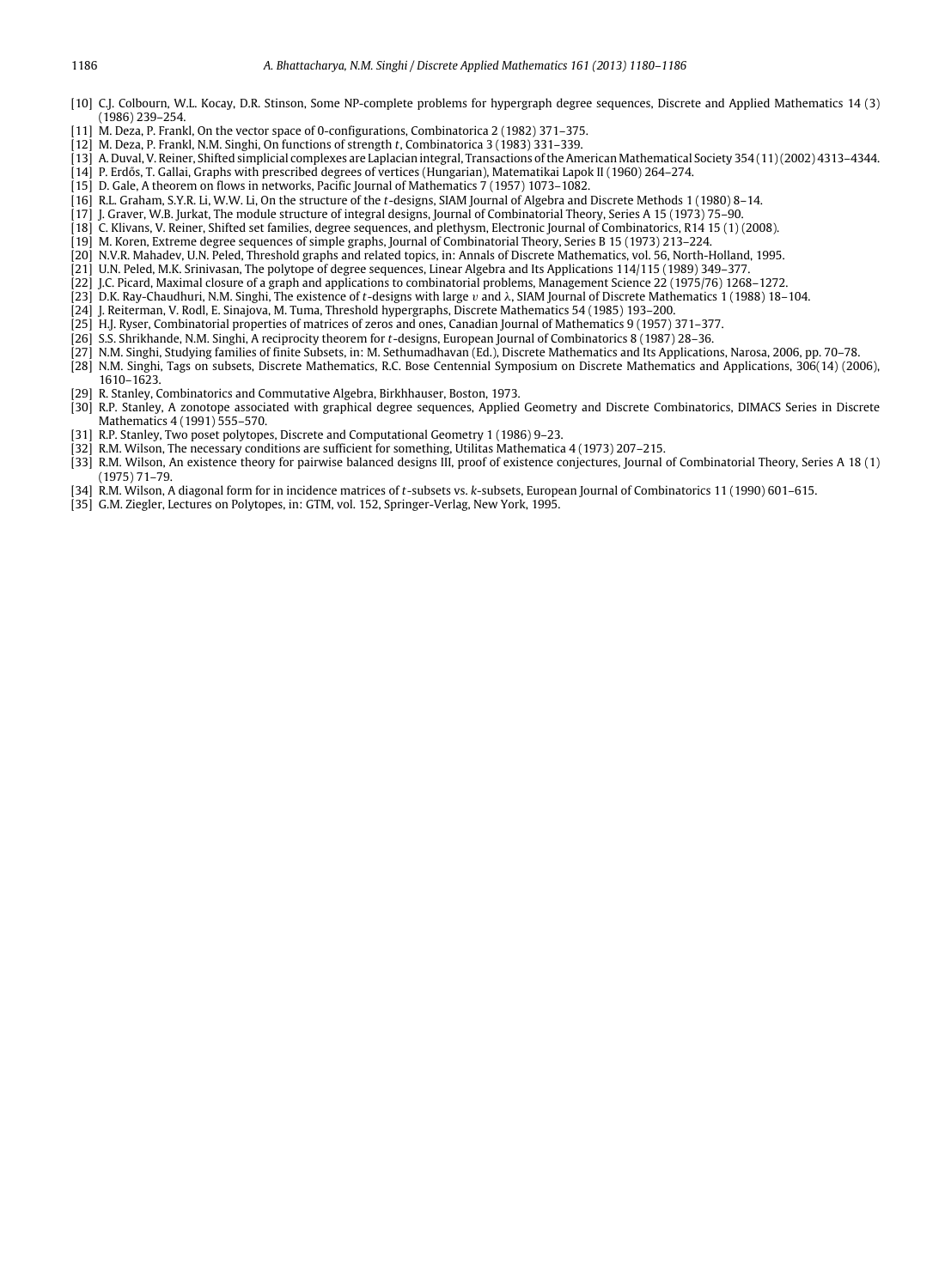[10] C.J. Colbourn, W.L. Kocay, D.R. Stinson, Some NP-complete problems for hypergraph degree sequences, Discrete and Applied Mathematics 14 (3) (1986) 239–254.
[11] M. Deza, P. Frankl, On the vector space of 0-configurations, Combinatorica 2 (1982) 371–375.
[12] M. Deza, P. Frankl, N.M. Singhi, On functions of strength $t$, Combinatorica 3 (1983) 331–339.
[13] A. Duval, V. Reiner, Shifted simplicial complexes are Laplacian integral, Transactions of the American Mathematical Society 354 (11) (2002) 4313–4344.
[14] P. Erdős, T. Gallai, Graphs with prescribed degrees of vertices (Hungarian), Matematikai Lapok II (1960) 264–274.
[15] D. Gale, A theorem on flows in networks, Pacific Journal of Mathematics 7 (1957) 1073–1082.
[16] R.L. Graham, S.Y.R. Li, W.W. Li, On the structure of the $t$-designs, SIAM Journal of Algebra and Discrete Methods 1 (1980) 8–14.
[17] J. Graver, W.B. Jurkat, The module structure of integral designs, Journal of Combinatorial Theory, Series A 15 (1973) 75–90.
[18] C. Klivans, V. Reiner, Shifted set families, degree sequences, and plethysm, Electronic Journal of Combinatorics, R14 15 (1) (2008).
[19] M. Koren, Extreme degree sequences of simple graphs, Journal of Combinatorial Theory, Series B 15 (1973) 213–224.
[20] N.V.R. Mahadev, U.N. Peled, Threshold graphs and related topics, in: Annals of Discrete Mathematics, vol. 56, North-Holland, 1995.
[21] U.N. Peled, M.K. Srinivasan, The polytope of degree sequences, Linear Algebra and Its Applications 114/115 (1989) 349–377.
[22] J.C. Picard, Maximal closure of a graph and applications to combinatorial problems, Management Science 22 (1975/76) 1268–1272.
[23] D.K. Ray-Chaudhuri, N.M. Singhi, The existence of $t$-designs with large $v$ and $\lambda$, SIAM Journal of Discrete Mathematics 1 (1988) 18–104.
[24] J. Reiterman, V. Rodl, E. Sinajova, M. Tuma, Threshold hypergraphs, Discrete Mathematics 54 (1985) 193–200.
[25] H.J. Ryser, Combinatorial properties of matrices of zeros and ones, Canadian Journal of Mathematics 9 (1957) 371–377.
[26] S.S. Shrikhande, N.M. Singhi, A reciprocity theorem for $t$-designs, European Journal of Combinatorics 8 (1987) 28–36.
[27] N.M. Singhi, Studying families of finite Subsets, in: M. Sethumadhavan (Ed.), Discrete Mathematics and Its Applications, Narosa, 2006, pp. 70–78.
[28] N.M. Singhi, Tags on subsets, Discrete Mathematics, R.C. Bose Centennial Symposium on Discrete Mathematics and Applications, 306(14) (2006), 1610–1623.
[29] R. Stanley, Combinatorics and Commutative Algebra, Birkhhauser, Boston, 1973.
[30] R.P. Stanley, A zonotope associated with graphical degree sequences, Applied Geometry and Discrete Combinatorics, DIMACS Series in Discrete Mathematics 4 (1991) 555–570.
[31] R.P. Stanley, Two poset polytopes, Discrete and Computational Geometry 1 (1986) 9–23.
[32] R.M. Wilson, The necessary conditions are sufficient for something, Utilitas Mathematica 4 (1973) 207–215.
[33] R.M. Wilson, An existence theory for pairwise balanced designs III, proof of existence conjectures, Journal of Combinatorial Theory, Series A 18 (1) (1975) 71–79.
[34] R.M. Wilson, A diagonal form for in incidence matrices of $t$-subsets vs. $k$-subsets, European Journal of Combinatorics 11 (1990) 601–615.
[35] G.M. Ziegler, Lectures on Polytopes, in: GTM, vol. 152, Springer-Verlag, New York, 1995.